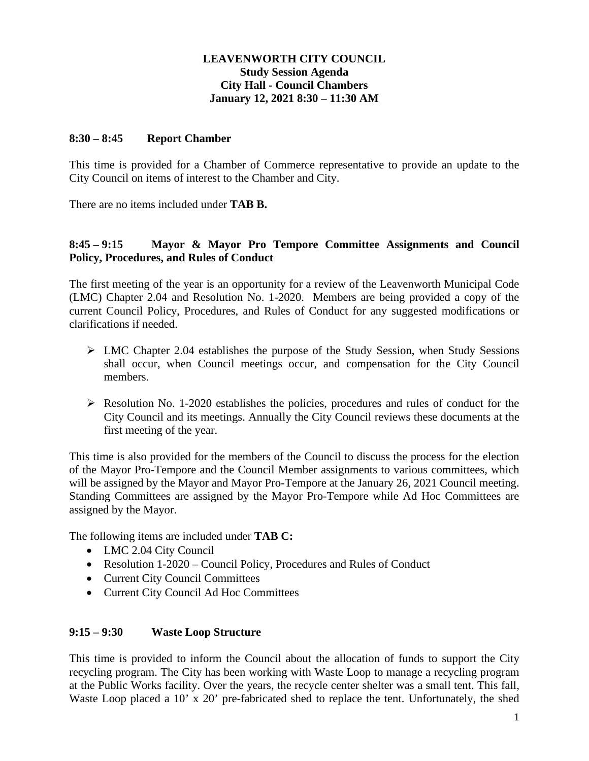# LEAVENWORTH CITY COUNCIL
## Study Session Agenda
## City Hall - Council Chambers
## January 12, 2021 8:30 – 11:30 AM

### 8:30 – 8:45 Report Chamber

This time is provided for a Chamber of Commerce representative to provide an update to the City Council on items of interest to the Chamber and City.

There are no items included under **TAB B.**

### 8:45 – 9:15 Mayor & Mayor Pro Tempore Committee Assignments and Council Policy, Procedures, and Rules of Conduct

The first meeting of the year is an opportunity for a review of the Leavenworth Municipal Code (LMC) Chapter 2.04 and Resolution No. 1-2020. Members are being provided a copy of the current Council Policy, Procedures, and Rules of Conduct for any suggested modifications or clarifications if needed.

- LMC Chapter 2.04 establishes the purpose of the Study Session, when Study Sessions shall occur, when Council meetings occur, and compensation for the City Council members.
- Resolution No. 1-2020 establishes the policies, procedures and rules of conduct for the City Council and its meetings. Annually the City Council reviews these documents at the first meeting of the year.

This time is also provided for the members of the Council to discuss the process for the election of the Mayor Pro-Tempore and the Council Member assignments to various committees, which will be assigned by the Mayor and Mayor Pro-Tempore at the January 26, 2021 Council meeting. Standing Committees are assigned by the Mayor Pro-Tempore while Ad Hoc Committees are assigned by the Mayor.

The following items are included under **TAB C:**

- LMC 2.04 City Council
- Resolution 1-2020 – Council Policy, Procedures and Rules of Conduct
- Current City Council Committees
- Current City Council Ad Hoc Committees

### 9:15 – 9:30 Waste Loop Structure

This time is provided to inform the Council about the allocation of funds to support the City recycling program. The City has been working with Waste Loop to manage a recycling program at the Public Works facility. Over the years, the recycle center shelter was a small tent. This fall, Waste Loop placed a 10' x 20' pre-fabricated shed to replace the tent. Unfortunately, the shed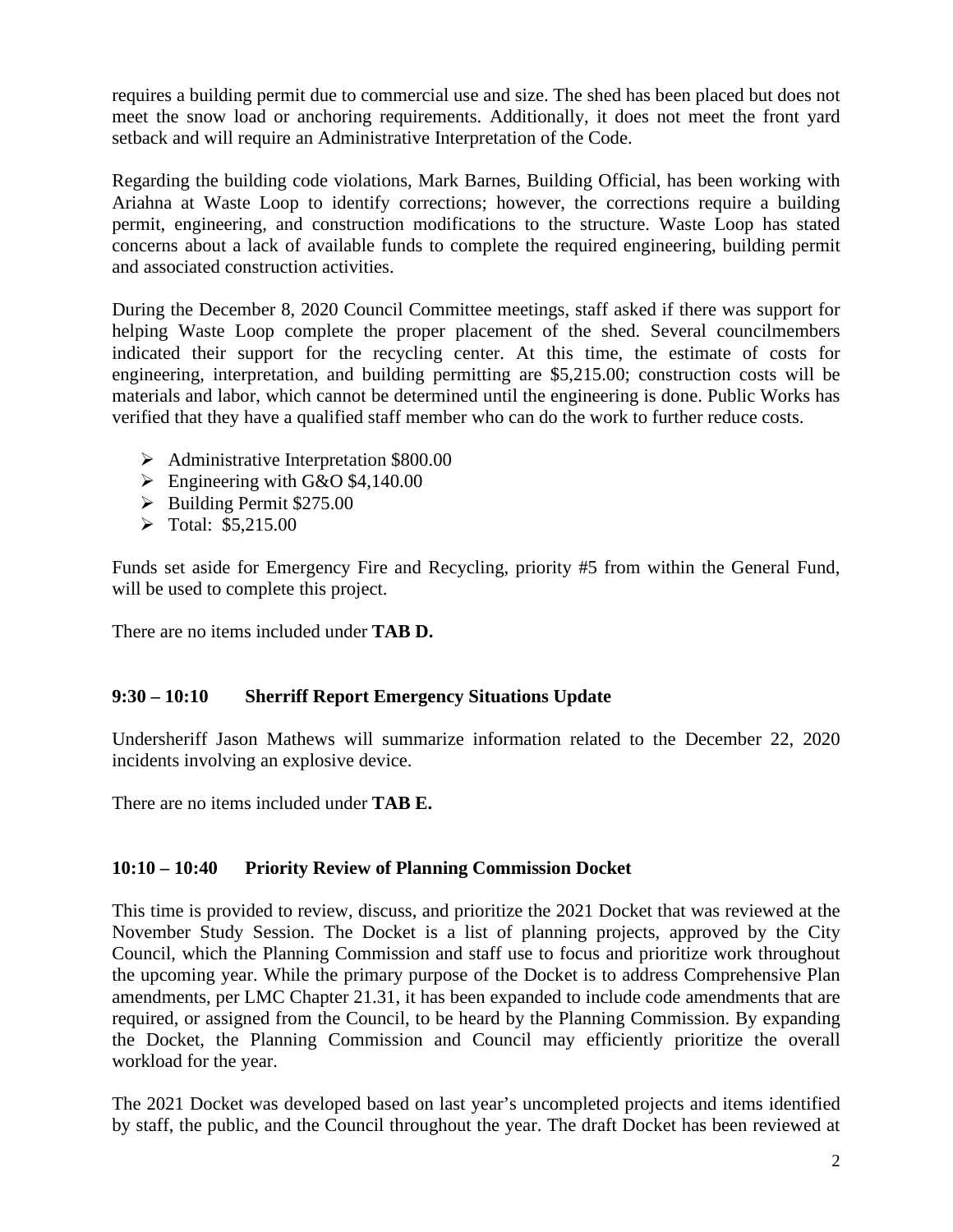requires a building permit due to commercial use and size. The shed has been placed but does not meet the snow load or anchoring requirements. Additionally, it does not meet the front yard setback and will require an Administrative Interpretation of the Code.

Regarding the building code violations, Mark Barnes, Building Official, has been working with Ariahna at Waste Loop to identify corrections; however, the corrections require a building permit, engineering, and construction modifications to the structure. Waste Loop has stated concerns about a lack of available funds to complete the required engineering, building permit and associated construction activities.

During the December 8, 2020 Council Committee meetings, staff asked if there was support for helping Waste Loop complete the proper placement of the shed. Several councilmembers indicated their support for the recycling center. At this time, the estimate of costs for engineering, interpretation, and building permitting are $5,215.00; construction costs will be materials and labor, which cannot be determined until the engineering is done. Public Works has verified that they have a qualified staff member who can do the work to further reduce costs.

- Administrative Interpretation $800.00
- Engineering with G&O $4,140.00
- Building Permit $275.00
- Total: $5,215.00

Funds set aside for Emergency Fire and Recycling, priority #5 from within the General Fund, will be used to complete this project.

There are no items included under **TAB D.**

**9:30 – 10:10 Sherriff Report Emergency Situations Update**

Undersheriff Jason Mathews will summarize information related to the December 22, 2020 incidents involving an explosive device.

There are no items included under **TAB E.**

**10:10 – 10:40 Priority Review of Planning Commission Docket**

This time is provided to review, discuss, and prioritize the 2021 Docket that was reviewed at the November Study Session. The Docket is a list of planning projects, approved by the City Council, which the Planning Commission and staff use to focus and prioritize work throughout the upcoming year. While the primary purpose of the Docket is to address Comprehensive Plan amendments, per LMC Chapter 21.31, it has been expanded to include code amendments that are required, or assigned from the Council, to be heard by the Planning Commission. By expanding the Docket, the Planning Commission and Council may efficiently prioritize the overall workload for the year.

The 2021 Docket was developed based on last year's uncompleted projects and items identified by staff, the public, and the Council throughout the year. The draft Docket has been reviewed at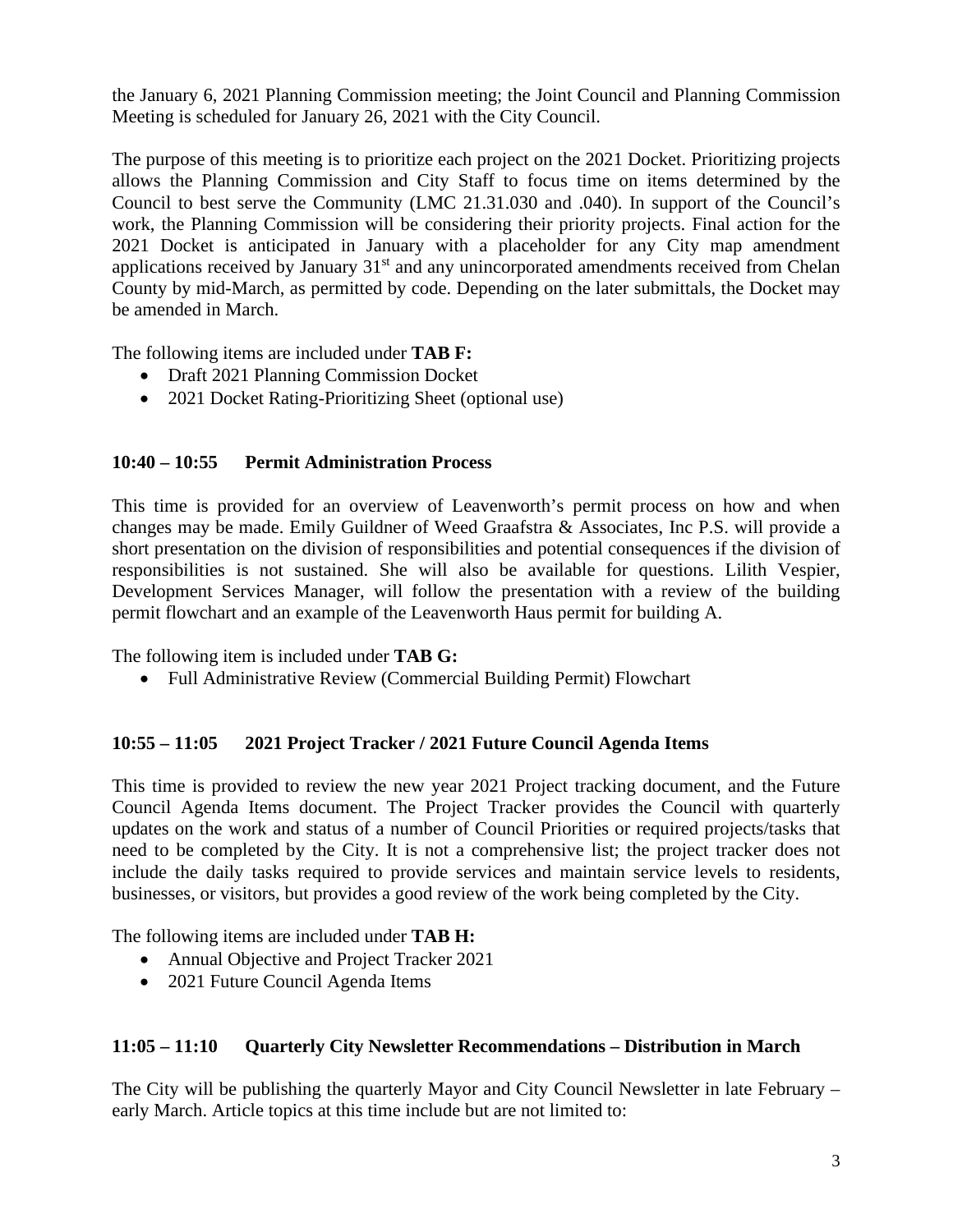the January 6, 2021 Planning Commission meeting; the Joint Council and Planning Commission Meeting is scheduled for January 26, 2021 with the City Council.

The purpose of this meeting is to prioritize each project on the 2021 Docket. Prioritizing projects allows the Planning Commission and City Staff to focus time on items determined by the Council to best serve the Community (LMC 21.31.030 and .040). In support of the Council's work, the Planning Commission will be considering their priority projects. Final action for the 2021 Docket is anticipated in January with a placeholder for any City map amendment applications received by January 31st and any unincorporated amendments received from Chelan County by mid-March, as permitted by code. Depending on the later submittals, the Docket may be amended in March.

The following items are included under **TAB F:**

- Draft 2021 Planning Commission Docket
- 2021 Docket Rating-Prioritizing Sheet (optional use)

**10:40 – 10:55 Permit Administration Process**

This time is provided for an overview of Leavenworth's permit process on how and when changes may be made. Emily Guildner of Weed Graafstra & Associates, Inc P.S. will provide a short presentation on the division of responsibilities and potential consequences if the division of responsibilities is not sustained. She will also be available for questions. Lilith Vespier, Development Services Manager, will follow the presentation with a review of the building permit flowchart and an example of the Leavenworth Haus permit for building A.

The following item is included under **TAB G:**

- Full Administrative Review (Commercial Building Permit) Flowchart

**10:55 – 11:05 2021 Project Tracker / 2021 Future Council Agenda Items**

This time is provided to review the new year 2021 Project tracking document, and the Future Council Agenda Items document. The Project Tracker provides the Council with quarterly updates on the work and status of a number of Council Priorities or required projects/tasks that need to be completed by the City. It is not a comprehensive list; the project tracker does not include the daily tasks required to provide services and maintain service levels to residents, businesses, or visitors, but provides a good review of the work being completed by the City.

The following items are included under **TAB H:**

- Annual Objective and Project Tracker 2021
- 2021 Future Council Agenda Items

**11:05 – 11:10 Quarterly City Newsletter Recommendations – Distribution in March**

The City will be publishing the quarterly Mayor and City Council Newsletter in late February – early March. Article topics at this time include but are not limited to: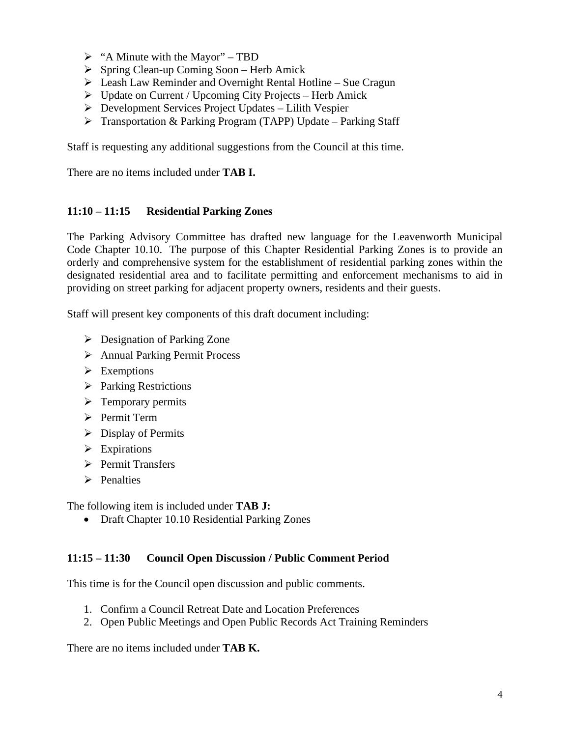- "A Minute with the Mayor" – TBD
- Spring Clean-up Coming Soon – Herb Amick
- Leash Law Reminder and Overnight Rental Hotline – Sue Cragun
- Update on Current / Upcoming City Projects – Herb Amick
- Development Services Project Updates – Lilith Vespier
- Transportation & Parking Program (TAPP) Update – Parking Staff

Staff is requesting any additional suggestions from the Council at this time.

There are no items included under **TAB I.**

**11:10 – 11:15 Residential Parking Zones**

The Parking Advisory Committee has drafted new language for the Leavenworth Municipal Code Chapter 10.10. The purpose of this Chapter Residential Parking Zones is to provide an orderly and comprehensive system for the establishment of residential parking zones within the designated residential area and to facilitate permitting and enforcement mechanisms to aid in providing on street parking for adjacent property owners, residents and their guests.

Staff will present key components of this draft document including:

- Designation of Parking Zone
- Annual Parking Permit Process
- Exemptions
- Parking Restrictions
- Temporary permits
- Permit Term
- Display of Permits
- Expirations
- Permit Transfers
- Penalties

The following item is included under **TAB J:**

- Draft Chapter 10.10 Residential Parking Zones

**11:15 – 11:30 Council Open Discussion / Public Comment Period**

This time is for the Council open discussion and public comments.

1. Confirm a Council Retreat Date and Location Preferences
2. Open Public Meetings and Open Public Records Act Training Reminders

There are no items included under **TAB K.**